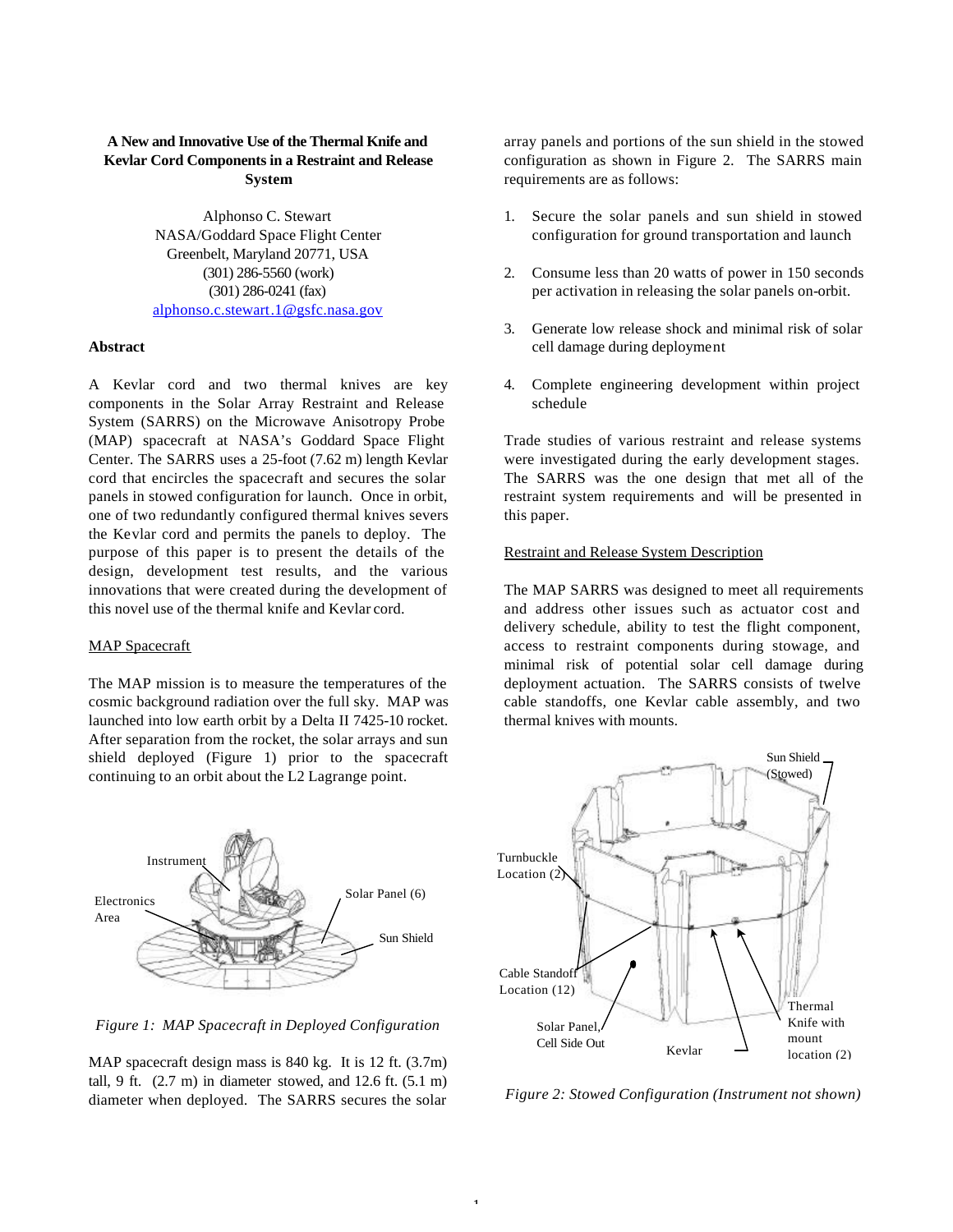# A New and Innovative Use of the Thermal Knife and Kevlar Cord Components in a Restraint and Release System

Alphonso C. Stewart
NASA/Goddard Space Flight Center
Greenbelt, Maryland 20771, USA
(301) 286-5560 (work)
(301) 286-0241 (fax)
alphonso.c.stewart.1@gsfc.nasa.gov

**Abstract**

A Kevlar cord and two thermal knives are key components in the Solar Array Restraint and Release System (SARRS) on the Microwave Anisotropy Probe (MAP) spacecraft at NASA's Goddard Space Flight Center. The SARRS uses a 25-foot (7.62 m) length Kevlar cord that encircles the spacecraft and secures the solar panels in stowed configuration for launch. Once in orbit, one of two redundantly configured thermal knives severs the Kevlar cord and permits the panels to deploy. The purpose of this paper is to present the details of the design, development test results, and the various innovations that were created during the development of this novel use of the thermal knife and Kevlar cord.

## MAP Spacecraft

The MAP mission is to measure the temperatures of the cosmic background radiation over the full sky. MAP was launched into low earth orbit by a Delta II 7425-10 rocket. After separation from the rocket, the solar arrays and sun shield deployed (Figure 1) prior to the spacecraft continuing to an orbit about the L2 Lagrange point.

*Figure 1: MAP Spacecraft in Deployed Configuration*

MAP spacecraft design mass is 840 kg. It is 12 ft. (3.7m) tall, 9 ft. (2.7 m) in diameter stowed, and 12.6 ft. (5.1 m) diameter when deployed. The SARRS secures the solar array panels and portions of the sun shield in the stowed configuration as shown in Figure 2. The SARRS main requirements are as follows:

1. Secure the solar panels and sun shield in stowed configuration for ground transportation and launch

2. Consume less than 20 watts of power in 150 seconds per activation in releasing the solar panels on-orbit.

3. Generate low release shock and minimal risk of solar cell damage during deployment

4. Complete engineering development within project schedule

Trade studies of various restraint and release systems were investigated during the early development stages. The SARRS was the one design that met all of the restraint system requirements and will be presented in this paper.

## Restraint and Release System Description

The MAP SARRS was designed to meet all requirements and address other issues such as actuator cost and delivery schedule, ability to test the flight component, access to restraint components during stowage, and minimal risk of potential solar cell damage during deployment actuation. The SARRS consists of twelve cable standoffs, one Kevlar cable assembly, and two thermal knives with mounts.

*Figure 2: Stowed Configuration (Instrument not shown)*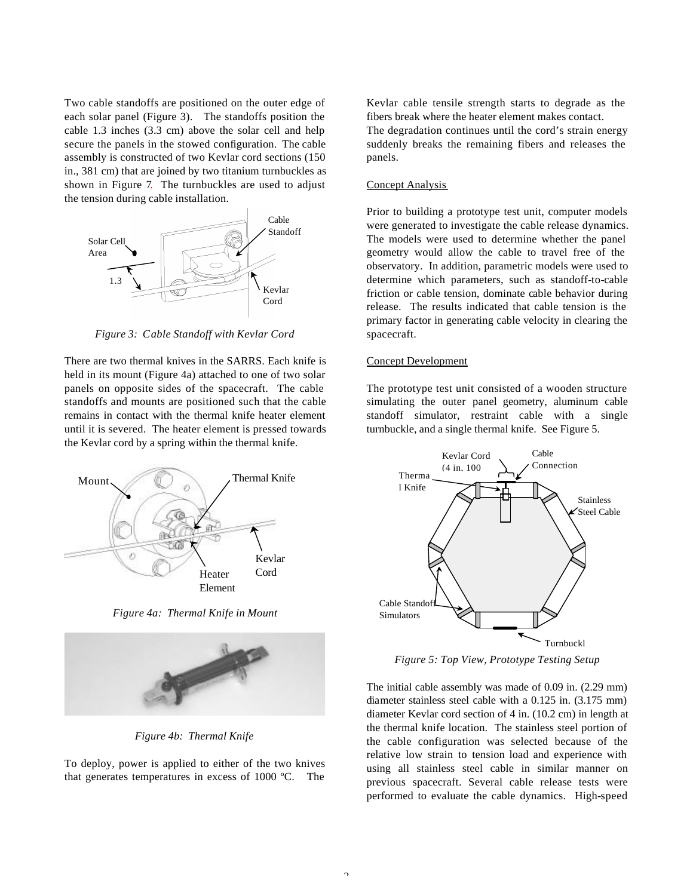Two cable standoffs are positioned on the outer edge of each solar panel (Figure 3). The standoffs position the cable 1.3 inches (3.3 cm) above the solar cell and help secure the panels in the stowed configuration. The cable assembly is constructed of two Kevlar cord sections (150 in., 381 cm) that are joined by two titanium turnbuckles as shown in Figure 7. The turnbuckles are used to adjust the tension during cable installation.

*Figure 3: Cable Standoff with Kevlar Cord*

There are two thermal knives in the SARRS. Each knife is held in its mount (Figure 4a) attached to one of two solar panels on opposite sides of the spacecraft. The cable standoffs and mounts are positioned such that the cable remains in contact with the thermal knife heater element until it is severed. The heater element is pressed towards the Kevlar cord by a spring within the thermal knife.

*Figure 4a: Thermal Knife in Mount*

*Figure 4b: Thermal Knife*

To deploy, power is applied to either of the two knives that generates temperatures in excess of 1000 ºC. The Kevlar cable tensile strength starts to degrade as the fibers break where the heater element makes contact. The degradation continues until the cord's strain energy suddenly breaks the remaining fibers and releases the panels.

## Concept Analysis

Prior to building a prototype test unit, computer models were generated to investigate the cable release dynamics. The models were used to determine whether the panel geometry would allow the cable to travel free of the observatory. In addition, parametric models were used to determine which parameters, such as standoff-to-cable friction or cable tension, dominate cable behavior during release. The results indicated that cable tension is the primary factor in generating cable velocity in clearing the spacecraft.

## Concept Development

The prototype test unit consisted of a wooden structure simulating the outer panel geometry, aluminum cable standoff simulator, restraint cable with a single turnbuckle, and a single thermal knife. See Figure 5.

*Figure 5: Top View, Prototype Testing Setup*

The initial cable assembly was made of 0.09 in. (2.29 mm) diameter stainless steel cable with a 0.125 in. (3.175 mm) diameter Kevlar cord section of 4 in. (10.2 cm) in length at the thermal knife location. The stainless steel portion of the cable configuration was selected because of the relative low strain to tension load and experience with using all stainless steel cable in similar manner on previous spacecraft. Several cable release tests were performed to evaluate the cable dynamics. High-speed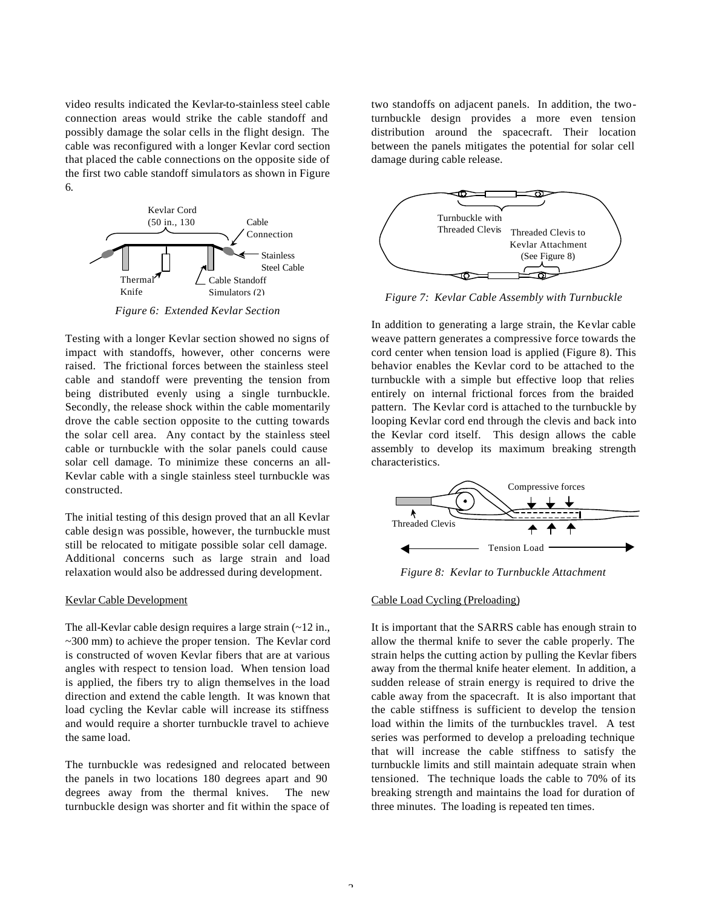video results indicated the Kevlar-to-stainless steel cable connection areas would strike the cable standoff and possibly damage the solar cells in the flight design. The cable was reconfigured with a longer Kevlar cord section that placed the cable connections on the opposite side of the first two cable standoff simulators as shown in Figure 6.

*Figure 6: Extended Kevlar Section*

Testing with a longer Kevlar section showed no signs of impact with standoffs, however, other concerns were raised. The frictional forces between the stainless steel cable and standoff were preventing the tension from being distributed evenly using a single turnbuckle. Secondly, the release shock within the cable momentarily drove the cable section opposite to the cutting towards the solar cell area. Any contact by the stainless steel cable or turnbuckle with the solar panels could cause solar cell damage. To minimize these concerns an all-Kevlar cable with a single stainless steel turnbuckle was constructed.

The initial testing of this design proved that an all Kevlar cable design was possible, however, the turnbuckle must still be relocated to mitigate possible solar cell damage. Additional concerns such as large strain and load relaxation would also be addressed during development.

Kevlar Cable Development

The all-Kevlar cable design requires a large strain (~12 in., ~300 mm) to achieve the proper tension. The Kevlar cord is constructed of woven Kevlar fibers that are at various angles with respect to tension load. When tension load is applied, the fibers try to align themselves in the load direction and extend the cable length. It was known that load cycling the Kevlar cable will increase its stiffness and would require a shorter turnbuckle travel to achieve the same load.

The turnbuckle was redesigned and relocated between the panels in two locations 180 degrees apart and 90 degrees away from the thermal knives. The new turnbuckle design was shorter and fit within the space of two standoffs on adjacent panels. In addition, the two-turnbuckle design provides a more even tension distribution around the spacecraft. Their location between the panels mitigates the potential for solar cell damage during cable release.

*Figure 7: Kevlar Cable Assembly with Turnbuckle*

In addition to generating a large strain, the Kevlar cable weave pattern generates a compressive force towards the cord center when tension load is applied (Figure 8). This behavior enables the Kevlar cord to be attached to the turnbuckle with a simple but effective loop that relies entirely on internal frictional forces from the braided pattern. The Kevlar cord is attached to the turnbuckle by looping Kevlar cord end through the clevis and back into the Kevlar cord itself. This design allows the cable assembly to develop its maximum breaking strength characteristics.

*Figure 8: Kevlar to Turnbuckle Attachment*

Cable Load Cycling (Preloading)

It is important that the SARRS cable has enough strain to allow the thermal knife to sever the cable properly. The strain helps the cutting action by pulling the Kevlar fibers away from the thermal knife heater element. In addition, a sudden release of strain energy is required to drive the cable away from the spacecraft. It is also important that the cable stiffness is sufficient to develop the tension load within the limits of the turnbuckles travel. A test series was performed to develop a preloading technique that will increase the cable stiffness to satisfy the turnbuckle limits and still maintain adequate strain when tensioned. The technique loads the cable to 70% of its breaking strength and maintains the load for duration of three minutes. The loading is repeated ten times.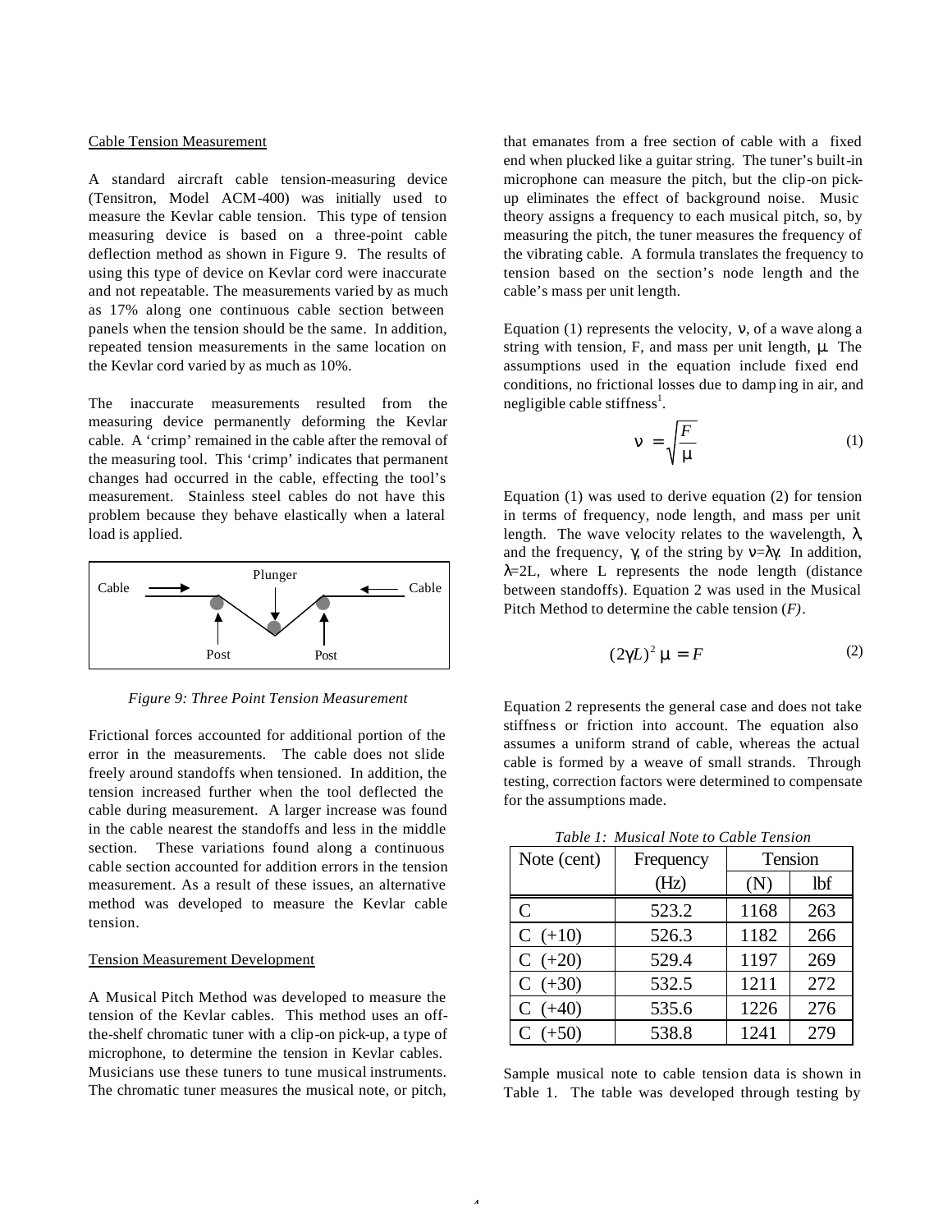Cable Tension Measurement

A standard aircraft cable tension-measuring device (Tensitron, Model ACM-400) was initially used to measure the Kevlar cable tension. This type of tension measuring device is based on a three-point cable deflection method as shown in Figure 9. The results of using this type of device on Kevlar cord were inaccurate and not repeatable. The measurements varied by as much as 17% along one continuous cable section between panels when the tension should be the same. In addition, repeated tension measurements in the same location on the Kevlar cord varied by as much as 10%.

The inaccurate measurements resulted from the measuring device permanently deforming the Kevlar cable. A 'crimp' remained in the cable after the removal of the measuring tool. This 'crimp' indicates that permanent changes had occurred in the cable, effecting the tool's measurement. Stainless steel cables do not have this problem because they behave elastically when a lateral load is applied.

Cable → Plunger ← Cable

Post Post

*Figure 9: Three Point Tension Measurement*

Frictional forces accounted for additional portion of the error in the measurements. The cable does not slide freely around standoffs when tensioned. In addition, the tension increased further when the tool deflected the cable during measurement. A larger increase was found in the cable nearest the standoffs and less in the middle section. These variations found along a continuous cable section accounted for addition errors in the tension measurement. As a result of these issues, an alternative method was developed to measure the Kevlar cable tension.

Tension Measurement Development

A Musical Pitch Method was developed to measure the tension of the Kevlar cables. This method uses an off-the-shelf chromatic tuner with a clip-on pick-up, a type of microphone, to determine the tension in Kevlar cables. Musicians use these tuners to tune musical instruments. The chromatic tuner measures the musical note, or pitch, that emanates from a free section of cable with a fixed end when plucked like a guitar string. The tuner's built-in microphone can measure the pitch, but the clip-on pick-up eliminates the effect of background noise. Music theory assigns a frequency to each musical pitch, so, by measuring the pitch, the tuner measures the frequency of the vibrating cable. A formula translates the frequency to tension based on the section's node length and the cable's mass per unit length.

Equation (1) represents the velocity, $\nu$, of a wave along a string with tension, F, and mass per unit length, $\mu$. The assumptions used in the equation include fixed end conditions, no frictional losses due to damping in air, and negligible cable stiffness[1].

$$\nu = \sqrt{\frac{F}{\mu}} \tag{1}$$

Equation (1) was used to derive equation (2) for tension in terms of frequency, node length, and mass per unit length. The wave velocity relates to the wavelength, $\lambda$, and the frequency, $\gamma$, of the string by $\nu=\lambda\gamma$. In addition, $\lambda=2L$, where L represents the node length (distance between standoffs). Equation 2 was used in the Musical Pitch Method to determine the cable tension (*F*).

$$(2\gamma L)^2 \mu = F \tag{2}$$

Equation 2 represents the general case and does not take stiffness or friction into account. The equation also assumes a uniform strand of cable, whereas the actual cable is formed by a weave of small strands. Through testing, correction factors were determined to compensate for the assumptions made.

*Table 1: Musical Note to Cable Tension*

| Note (cent) | Frequency (Hz) | Tension (N) | Tension (lbf) |
|---|---|---|---|
| C | 523.2 | 1168 | 263 |
| C (+10) | 526.3 | 1182 | 266 |
| C (+20) | 529.4 | 1197 | 269 |
| C (+30) | 532.5 | 1211 | 272 |
| C (+40) | 535.6 | 1226 | 276 |
| C (+50) | 538.8 | 1241 | 279 |

Sample musical note to cable tension data is shown in Table 1. The table was developed through testing by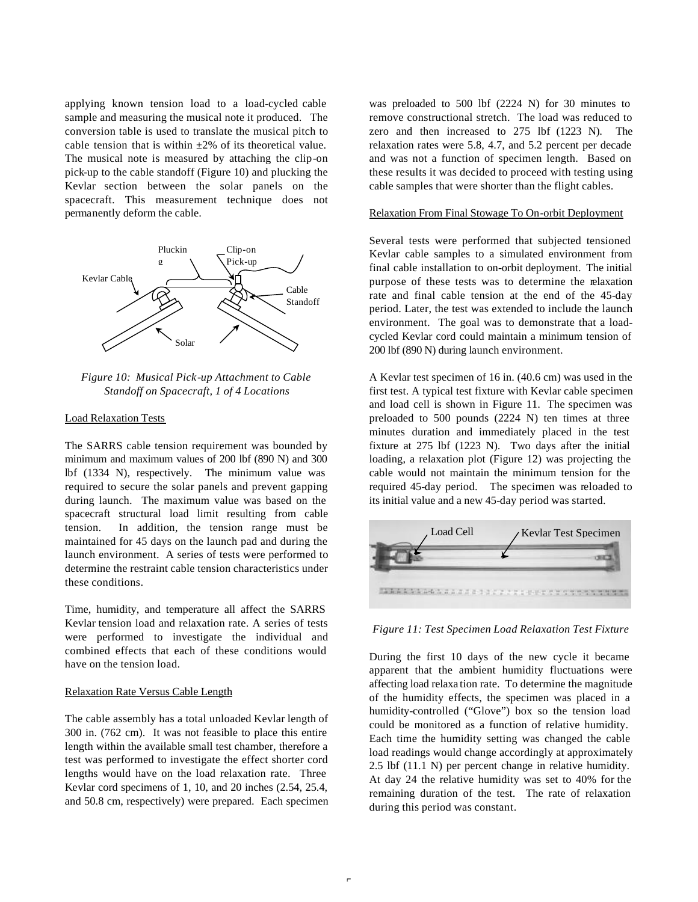applying known tension load to a load-cycled cable sample and measuring the musical note it produced. The conversion table is used to translate the musical pitch to cable tension that is within ±2% of its theoretical value. The musical note is measured by attaching the clip-on pick-up to the cable standoff (Figure 10) and plucking the Kevlar section between the solar panels on the spacecraft. This measurement technique does not permanently deform the cable.

*Figure 10: Musical Pick-up Attachment to Cable Standoff on Spacecraft, 1 of 4 Locations*

Load Relaxation Tests

The SARRS cable tension requirement was bounded by minimum and maximum values of 200 lbf (890 N) and 300 lbf (1334 N), respectively. The minimum value was required to secure the solar panels and prevent gapping during launch. The maximum value was based on the spacecraft structural load limit resulting from cable tension. In addition, the tension range must be maintained for 45 days on the launch pad and during the launch environment. A series of tests were performed to determine the restraint cable tension characteristics under these conditions.

Time, humidity, and temperature all affect the SARRS Kevlar tension load and relaxation rate. A series of tests were performed to investigate the individual and combined effects that each of these conditions would have on the tension load.

Relaxation Rate Versus Cable Length

The cable assembly has a total unloaded Kevlar length of 300 in. (762 cm). It was not feasible to place this entire length within the available small test chamber, therefore a test was performed to investigate the effect shorter cord lengths would have on the load relaxation rate. Three Kevlar cord specimens of 1, 10, and 20 inches (2.54, 25.4, and 50.8 cm, respectively) were prepared. Each specimen was preloaded to 500 lbf (2224 N) for 30 minutes to remove constructional stretch. The load was reduced to zero and then increased to 275 lbf (1223 N). The relaxation rates were 5.8, 4.7, and 5.2 percent per decade and was not a function of specimen length. Based on these results it was decided to proceed with testing using cable samples that were shorter than the flight cables.

Relaxation From Final Stowage To On-orbit Deployment

Several tests were performed that subjected tensioned Kevlar cable samples to a simulated environment from final cable installation to on-orbit deployment. The initial purpose of these tests was to determine the relaxation rate and final cable tension at the end of the 45-day period. Later, the test was extended to include the launch environment. The goal was to demonstrate that a load-cycled Kevlar cord could maintain a minimum tension of 200 lbf (890 N) during launch environment.

A Kevlar test specimen of 16 in. (40.6 cm) was used in the first test. A typical test fixture with Kevlar cable specimen and load cell is shown in Figure 11. The specimen was preloaded to 500 pounds (2224 N) ten times at three minutes duration and immediately placed in the test fixture at 275 lbf (1223 N). Two days after the initial loading, a relaxation plot (Figure 12) was projecting the cable would not maintain the minimum tension for the required 45-day period. The specimen was reloaded to its initial value and a new 45-day period was started.

*Figure 11: Test Specimen Load Relaxation Test Fixture*

During the first 10 days of the new cycle it became apparent that the ambient humidity fluctuations were affecting load relaxation rate. To determine the magnitude of the humidity effects, the specimen was placed in a humidity-controlled ("Glove") box so the tension load could be monitored as a function of relative humidity. Each time the humidity setting was changed the cable load readings would change accordingly at approximately 2.5 lbf (11.1 N) per percent change in relative humidity. At day 24 the relative humidity was set to 40% for the remaining duration of the test. The rate of relaxation during this period was constant.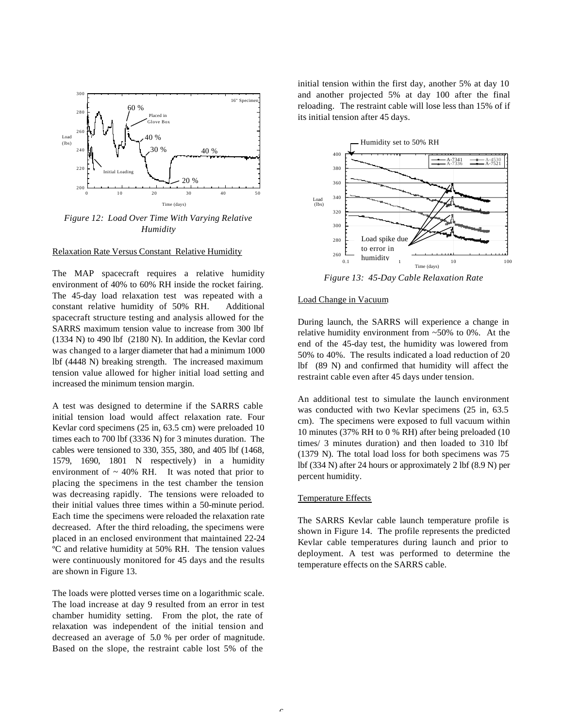Figure 12: Load Over Time With Varying Relative Humidity

### Relaxation Rate Versus Constant Relative Humidity

The MAP spacecraft requires a relative humidity environment of 40% to 60% RH inside the rocket fairing. The 45-day load relaxation test was repeated with a constant relative humidity of 50% RH. Additional spacecraft structure testing and analysis allowed for the SARRS maximum tension value to increase from 300 lbf (1334 N) to 490 lbf (2180 N). In addition, the Kevlar cord was changed to a larger diameter that had a minimum 1000 lbf (4448 N) breaking strength. The increased maximum tension value allowed for higher initial load setting and increased the minimum tension margin.

A test was designed to determine if the SARRS cable initial tension load would affect relaxation rate. Four Kevlar cord specimens (25 in, 63.5 cm) were preloaded 10 times each to 700 lbf (3336 N) for 3 minutes duration. The cables were tensioned to 330, 355, 380, and 405 lbf (1468, 1579, 1690, 1801 N respectively) in a humidity environment of ~ 40% RH. It was noted that prior to placing the specimens in the test chamber the tension was decreasing rapidly. The tensions were reloaded to their initial values three times within a 50-minute period. Each time the specimens were reloaded the relaxation rate decreased. After the third reloading, the specimens were placed in an enclosed environment that maintained 22-24 ºC and relative humidity at 50% RH. The tension values were continuously monitored for 45 days and the results are shown in Figure 13.

The loads were plotted verses time on a logarithmic scale. The load increase at day 9 resulted from an error in test chamber humidity setting. From the plot, the rate of relaxation was independent of the initial tension and decreased an average of 5.0 % per order of magnitude. Based on the slope, the restraint cable lost 5% of the initial tension within the first day, another 5% at day 10 and another projected 5% at day 100 after the final reloading. The restraint cable will lose less than 15% of if its initial tension after 45 days.

Figure 13: 45-Day Cable Relaxation Rate

### Load Change in Vacuum

During launch, the SARRS will experience a change in relative humidity environment from ~50% to 0%. At the end of the 45-day test, the humidity was lowered from 50% to 40%. The results indicated a load reduction of 20 lbf (89 N) and confirmed that humidity will affect the restraint cable even after 45 days under tension.

An additional test to simulate the launch environment was conducted with two Kevlar specimens (25 in, 63.5 cm). The specimens were exposed to full vacuum within 10 minutes (37% RH to 0 % RH) after being preloaded (10 times/ 3 minutes duration) and then loaded to 310 lbf (1379 N). The total load loss for both specimens was 75 lbf (334 N) after 24 hours or approximately 2 lbf (8.9 N) per percent humidity.

### Temperature Effects

The SARRS Kevlar cable launch temperature profile is shown in Figure 14. The profile represents the predicted Kevlar cable temperatures during launch and prior to deployment. A test was performed to determine the temperature effects on the SARRS cable.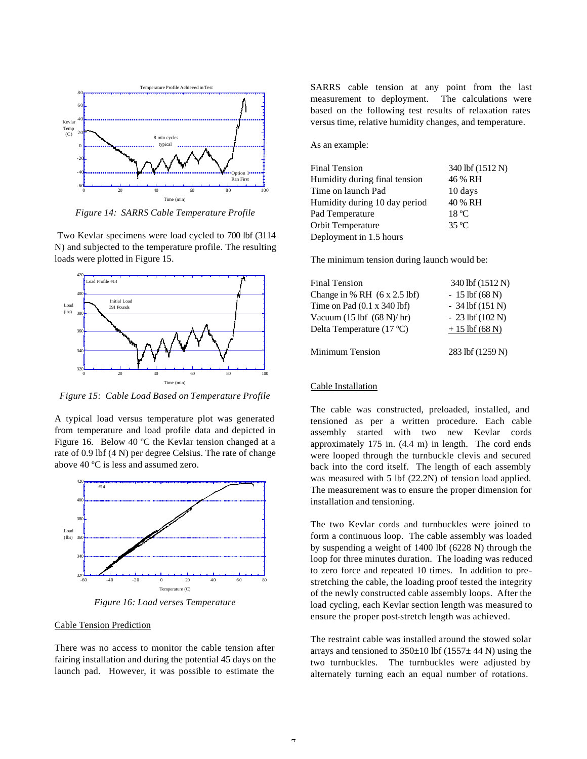Figure 14: SARRS Cable Temperature Profile

Two Kevlar specimens were load cycled to 700 lbf (3114 N) and subjected to the temperature profile. The resulting loads were plotted in Figure 15.

Figure 15: Cable Load Based on Temperature Profile

A typical load versus temperature plot was generated from temperature and load profile data and depicted in Figure 16. Below 40 ºC the Kevlar tension changed at a rate of 0.9 lbf (4 N) per degree Celsius. The rate of change above 40 ºC is less and assumed zero.

Figure 16: Load verses Temperature

## Cable Tension Prediction

There was no access to monitor the cable tension after fairing installation and during the potential 45 days on the launch pad. However, it was possible to estimate the SARRS cable tension at any point from the last measurement to deployment. The calculations were based on the following test results of relaxation rates versus time, relative humidity changes, and temperature.

As an example:

| | |
|---|---|
| Final Tension | 340 lbf (1512 N) |
| Humidity during final tension | 46 % RH |
| Time on launch Pad | 10 days |
| Humidity during 10 day period | 40 % RH |
| Pad Temperature | 18 ºC |
| Orbit Temperature | 35 ºC |
| Deployment in 1.5 hours | |

The minimum tension during launch would be:

| | |
|---|---|
| Final Tension | 340 lbf (1512 N) |
| Change in % RH (6 x 2.5 lbf) | - 15 lbf (68 N) |
| Time on Pad (0.1 x 340 lbf) | - 34 lbf (151 N) |
| Vacuum (15 lbf (68 N)/ hr) | - 23 lbf (102 N) |
| Delta Temperature (17 ºC) | + 15 lbf (68 N) |
| Minimum Tension | 283 lbf (1259 N) |

## Cable Installation

The cable was constructed, preloaded, installed, and tensioned as per a written procedure. Each cable assembly started with two new Kevlar cords approximately 175 in. (4.4 m) in length. The cord ends were looped through the turnbuckle clevis and secured back into the cord itself. The length of each assembly was measured with 5 lbf (22.2N) of tension load applied. The measurement was to ensure the proper dimension for installation and tensioning.

The two Kevlar cords and turnbuckles were joined to form a continuous loop. The cable assembly was loaded by suspending a weight of 1400 lbf (6228 N) through the loop for three minutes duration. The loading was reduced to zero force and repeated 10 times. In addition to pre-stretching the cable, the loading proof tested the integrity of the newly constructed cable assembly loops. After the load cycling, each Kevlar section length was measured to ensure the proper post-stretch length was achieved.

The restraint cable was installed around the stowed solar arrays and tensioned to 350±10 lbf (1557± 44 N) using the two turnbuckles. The turnbuckles were adjusted by alternately turning each an equal number of rotations.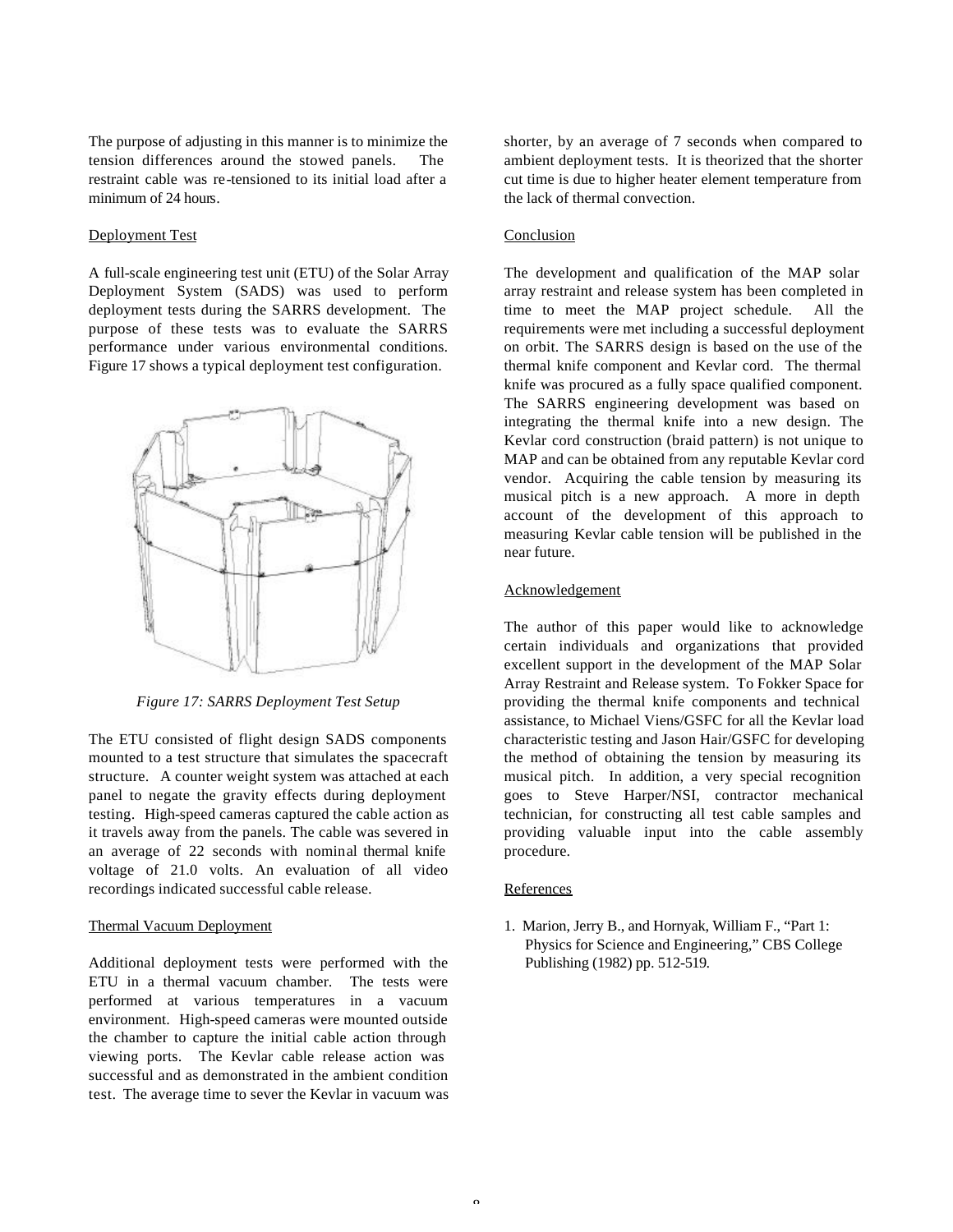The purpose of adjusting in this manner is to minimize the tension differences around the stowed panels. The restraint cable was re-tensioned to its initial load after a minimum of 24 hours.

## Deployment Test

A full-scale engineering test unit (ETU) of the Solar Array Deployment System (SADS) was used to perform deployment tests during the SARRS development. The purpose of these tests was to evaluate the SARRS performance under various environmental conditions. Figure 17 shows a typical deployment test configuration.

*Figure 17: SARRS Deployment Test Setup*

The ETU consisted of flight design SADS components mounted to a test structure that simulates the spacecraft structure. A counter weight system was attached at each panel to negate the gravity effects during deployment testing. High-speed cameras captured the cable action as it travels away from the panels. The cable was severed in an average of 22 seconds with nominal thermal knife voltage of 21.0 volts. An evaluation of all video recordings indicated successful cable release.

## Thermal Vacuum Deployment

Additional deployment tests were performed with the ETU in a thermal vacuum chamber. The tests were performed at various temperatures in a vacuum environment. High-speed cameras were mounted outside the chamber to capture the initial cable action through viewing ports. The Kevlar cable release action was successful and as demonstrated in the ambient condition test. The average time to sever the Kevlar in vacuum was shorter, by an average of 7 seconds when compared to ambient deployment tests. It is theorized that the shorter cut time is due to higher heater element temperature from the lack of thermal convection.

## Conclusion

The development and qualification of the MAP solar array restraint and release system has been completed in time to meet the MAP project schedule. All the requirements were met including a successful deployment on orbit. The SARRS design is based on the use of the thermal knife component and Kevlar cord. The thermal knife was procured as a fully space qualified component. The SARRS engineering development was based on integrating the thermal knife into a new design. The Kevlar cord construction (braid pattern) is not unique to MAP and can be obtained from any reputable Kevlar cord vendor. Acquiring the cable tension by measuring its musical pitch is a new approach. A more in depth account of the development of this approach to measuring Kevlar cable tension will be published in the near future.

## Acknowledgement

The author of this paper would like to acknowledge certain individuals and organizations that provided excellent support in the development of the MAP Solar Array Restraint and Release system. To Fokker Space for providing the thermal knife components and technical assistance, to Michael Viens/GSFC for all the Kevlar load characteristic testing and Jason Hair/GSFC for developing the method of obtaining the tension by measuring its musical pitch. In addition, a very special recognition goes to Steve Harper/NSI, contractor mechanical technician, for constructing all test cable samples and providing valuable input into the cable assembly procedure.

## References

1. Marion, Jerry B., and Hornyak, William F., "Part 1: Physics for Science and Engineering," CBS College Publishing (1982) pp. 512-519.